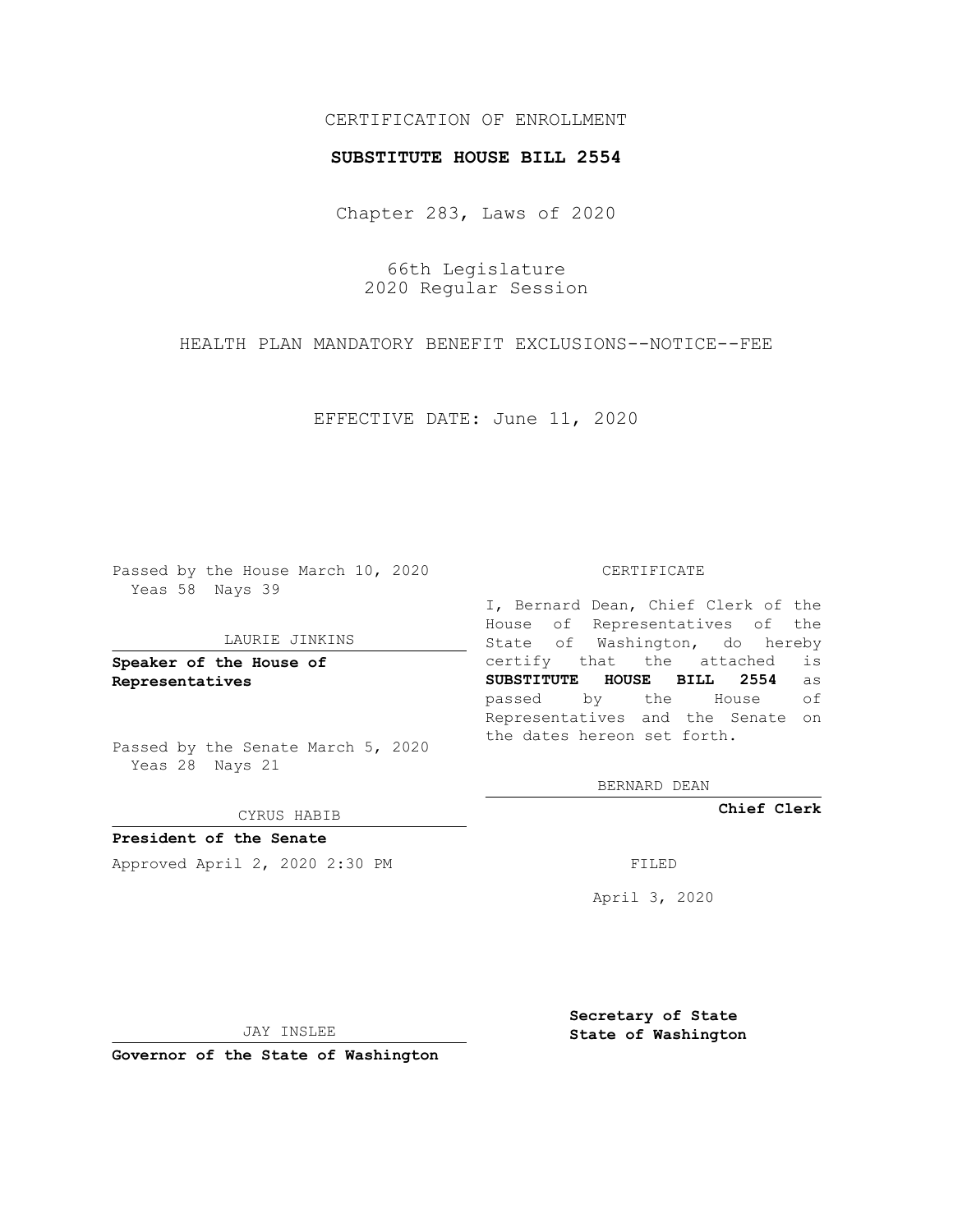CERTIFICATION OF ENROLLMENT

**SUBSTITUTE HOUSE BILL 2554**

Chapter 283, Laws of 2020

66th Legislature
2020 Regular Session

HEALTH PLAN MANDATORY BENEFIT EXCLUSIONS--NOTICE--FEE

EFFECTIVE DATE: June 11, 2020

Passed by the House March 10, 2020
Yeas 58 Nays 39

LAURIE JINKINS

**Speaker of the House of Representatives**

Passed by the Senate March 5, 2020
Yeas 28 Nays 21

CYRUS HABIB

**President of the Senate**

Approved April 2, 2020 2:30 PM

JAY INSLEE

**Governor of the State of Washington**

CERTIFICATE

I, Bernard Dean, Chief Clerk of the House of Representatives of the State of Washington, do hereby certify that the attached is **SUBSTITUTE HOUSE BILL 2554** as passed by the House of Representatives and the Senate on the dates hereon set forth.

BERNARD DEAN

**Chief Clerk**

FILED

April 3, 2020

**Secretary of State State of Washington**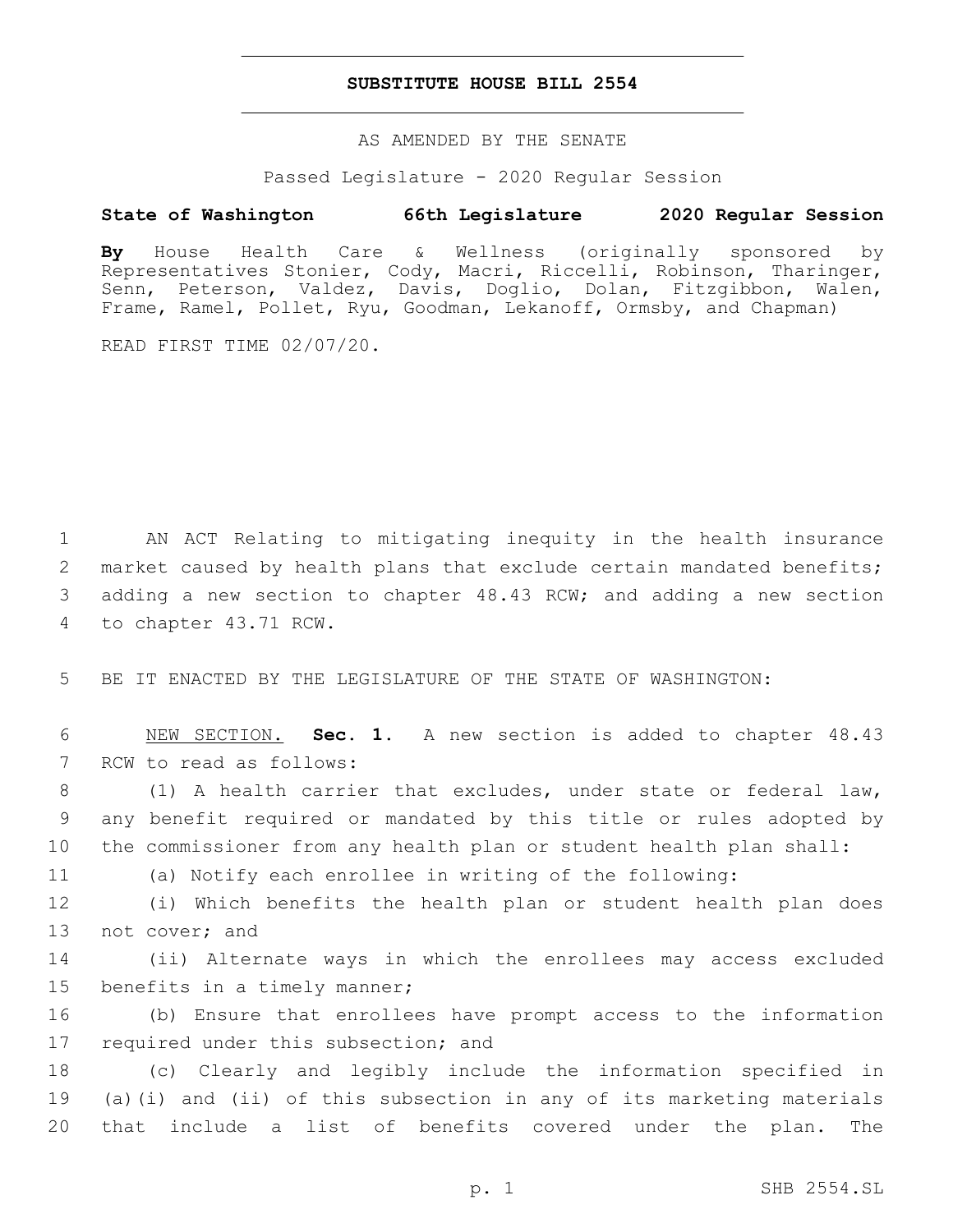# SUBSTITUTE HOUSE BILL 2554

AS AMENDED BY THE SENATE

Passed Legislature - 2020 Regular Session

**State of Washington 66th Legislature 2020 Regular Session**

**By** House Health Care & Wellness (originally sponsored by Representatives Stonier, Cody, Macri, Riccelli, Robinson, Tharinger, Senn, Peterson, Valdez, Davis, Doglio, Dolan, Fitzgibbon, Walen, Frame, Ramel, Pollet, Ryu, Goodman, Lekanoff, Ormsby, and Chapman)

READ FIRST TIME 02/07/20.

1 AN ACT Relating to mitigating inequity in the health insurance
2 market caused by health plans that exclude certain mandated benefits;
3 adding a new section to chapter 48.43 RCW; and adding a new section
4 to chapter 43.71 RCW.

5 BE IT ENACTED BY THE LEGISLATURE OF THE STATE OF WASHINGTON:

6 NEW SECTION. **Sec. 1.** A new section is added to chapter 48.43
7 RCW to read as follows:

8 (1) A health carrier that excludes, under state or federal law,
9 any benefit required or mandated by this title or rules adopted by
10 the commissioner from any health plan or student health plan shall:

11 (a) Notify each enrollee in writing of the following:

12 (i) Which benefits the health plan or student health plan does
13 not cover; and

14 (ii) Alternate ways in which the enrollees may access excluded
15 benefits in a timely manner;

16 (b) Ensure that enrollees have prompt access to the information
17 required under this subsection; and

18 (c) Clearly and legibly include the information specified in
19 (a)(i) and (ii) of this subsection in any of its marketing materials
20 that include a list of benefits covered under the plan. The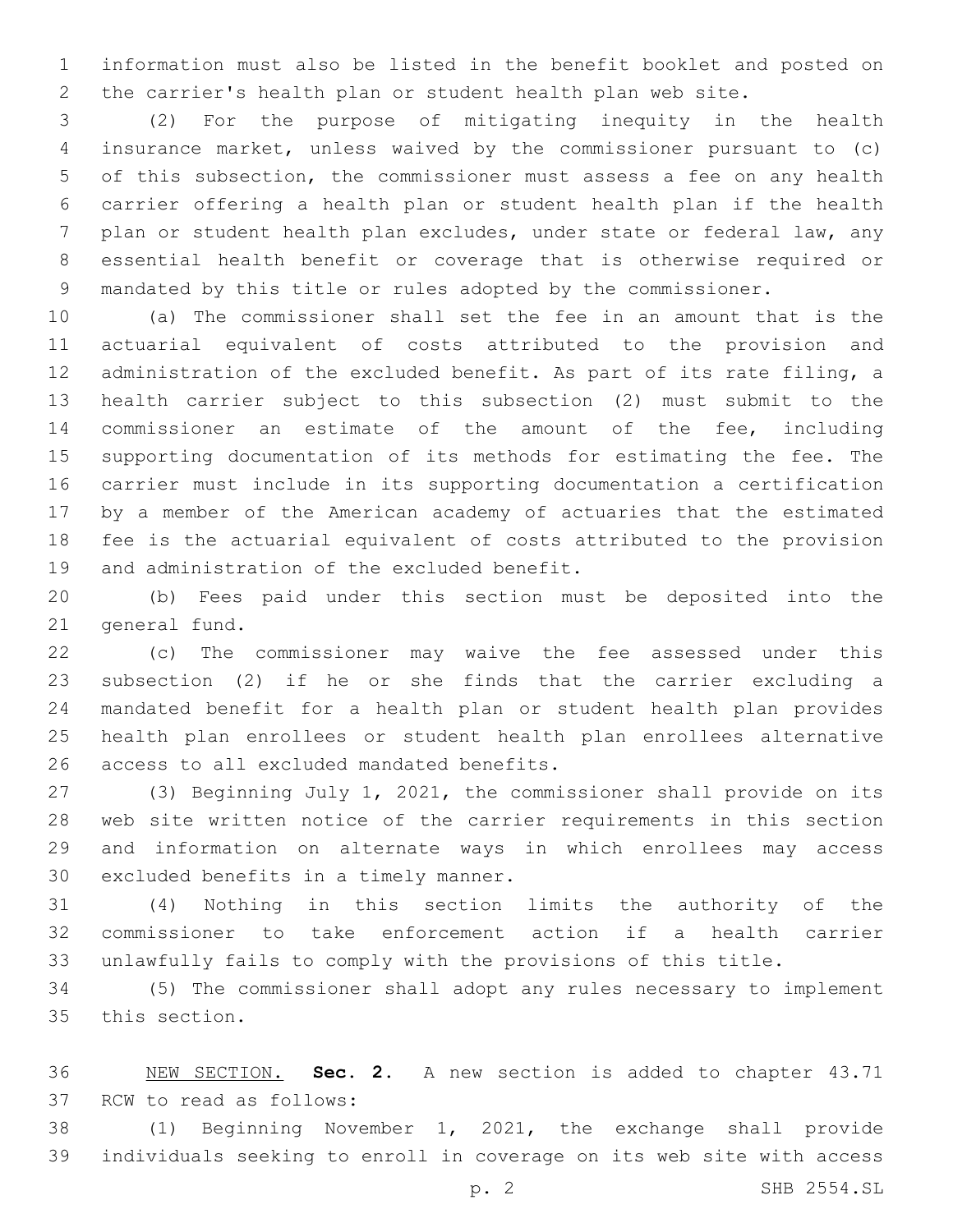information must also be listed in the benefit booklet and posted on the carrier's health plan or student health plan web site.

(2) For the purpose of mitigating inequity in the health insurance market, unless waived by the commissioner pursuant to (c) of this subsection, the commissioner must assess a fee on any health carrier offering a health plan or student health plan if the health plan or student health plan excludes, under state or federal law, any essential health benefit or coverage that is otherwise required or mandated by this title or rules adopted by the commissioner.

(a) The commissioner shall set the fee in an amount that is the actuarial equivalent of costs attributed to the provision and administration of the excluded benefit. As part of its rate filing, a health carrier subject to this subsection (2) must submit to the commissioner an estimate of the amount of the fee, including supporting documentation of its methods for estimating the fee. The carrier must include in its supporting documentation a certification by a member of the American academy of actuaries that the estimated fee is the actuarial equivalent of costs attributed to the provision and administration of the excluded benefit.

(b) Fees paid under this section must be deposited into the general fund.

(c) The commissioner may waive the fee assessed under this subsection (2) if he or she finds that the carrier excluding a mandated benefit for a health plan or student health plan provides health plan enrollees or student health plan enrollees alternative access to all excluded mandated benefits.

(3) Beginning July 1, 2021, the commissioner shall provide on its web site written notice of the carrier requirements in this section and information on alternate ways in which enrollees may access excluded benefits in a timely manner.

(4) Nothing in this section limits the authority of the commissioner to take enforcement action if a health carrier unlawfully fails to comply with the provisions of this title.

(5) The commissioner shall adopt any rules necessary to implement this section.

NEW SECTION. **Sec. 2.** A new section is added to chapter 43.71 RCW to read as follows:

(1) Beginning November 1, 2021, the exchange shall provide individuals seeking to enroll in coverage on its web site with access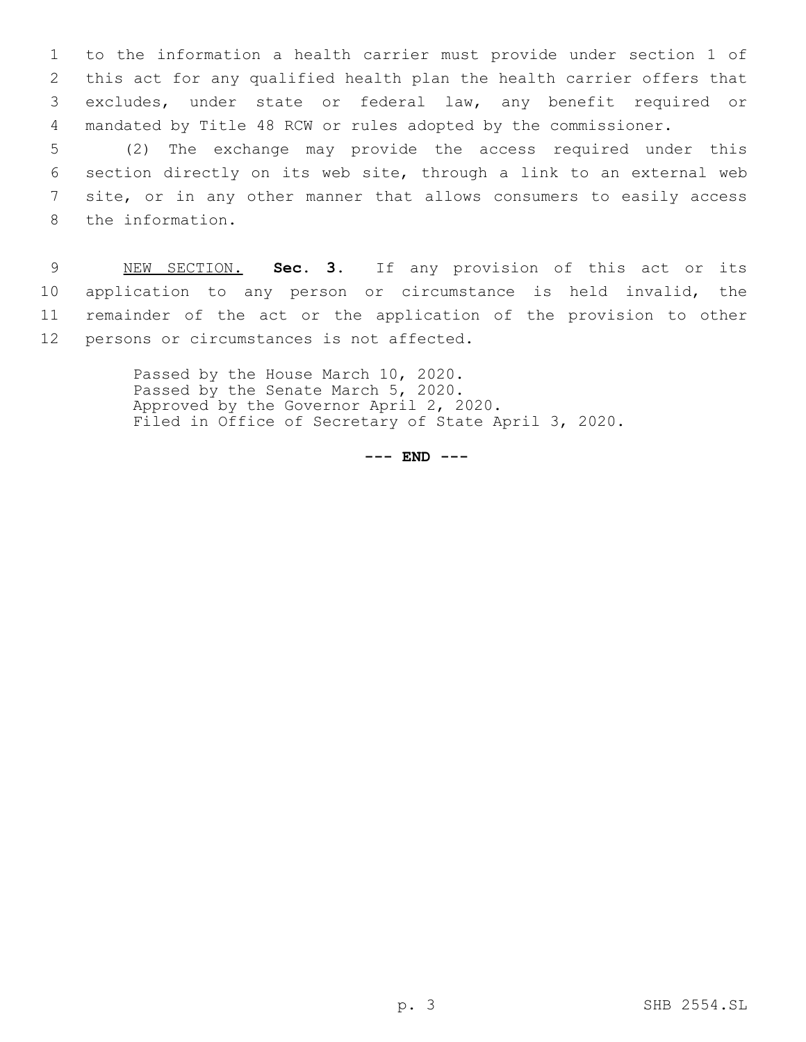to the information a health carrier must provide under section 1 of this act for any qualified health plan the health carrier offers that excludes, under state or federal law, any benefit required or mandated by Title 48 RCW or rules adopted by the commissioner.

(2) The exchange may provide the access required under this section directly on its web site, through a link to an external web site, or in any other manner that allows consumers to easily access the information.

NEW SECTION. **Sec. 3.** If any provision of this act or its application to any person or circumstance is held invalid, the remainder of the act or the application of the provision to other persons or circumstances is not affected.

Passed by the House March 10, 2020.
Passed by the Senate March 5, 2020.
Approved by the Governor April 2, 2020.
Filed in Office of Secretary of State April 3, 2020.

**--- END ---**